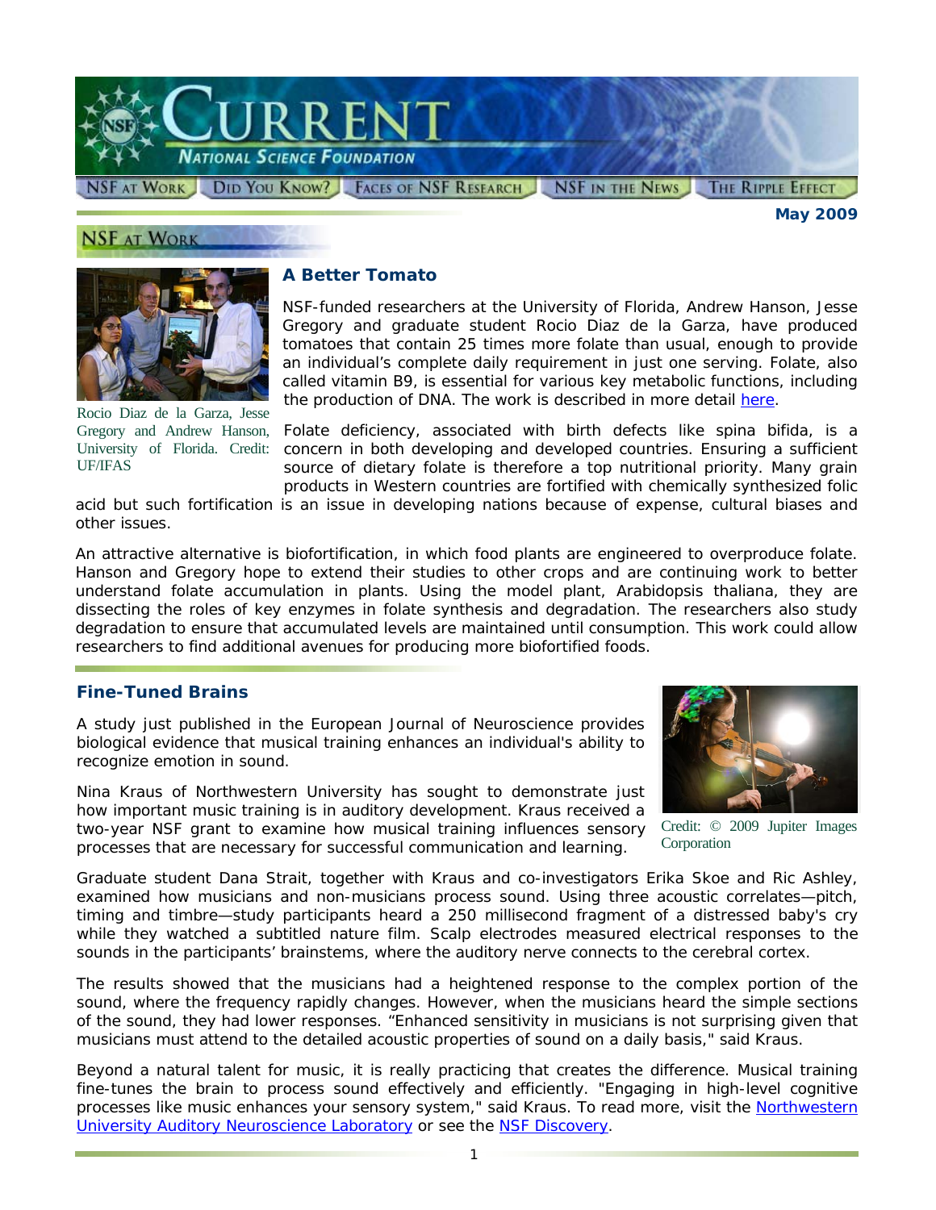# Current — National Science Foundation

NSF at Work | Did You Know? | Faces of NSF Research | NSF in the News | The Ripple Effect

**May 2009**

## NSF at Work

### A Better Tomato

Rocio Diaz de la Garza, Jesse Gregory and Andrew Hanson, University of Florida. Credit: UF/IFAS

NSF-funded researchers at the University of Florida, Andrew Hanson, Jesse Gregory and graduate student Rocio Diaz de la Garza, have produced tomatoes that contain 25 times more folate than usual, enough to provide an individual's complete daily requirement in just one serving. Folate, also called vitamin B9, is essential for various key metabolic functions, including the production of DNA. The work is described in more detail [here](#).

Folate deficiency, associated with birth defects like spina bifida, is a concern in both developing and developed countries. Ensuring a sufficient source of dietary folate is therefore a top nutritional priority. Many grain products in Western countries are fortified with chemically synthesized folic acid but such fortification is an issue in developing nations because of expense, cultural biases and other issues.

An attractive alternative is biofortification, in which food plants are engineered to overproduce folate. Hanson and Gregory hope to extend their studies to other crops and are continuing work to better understand folate accumulation in plants. Using the model plant, Arabidopsis thaliana, they are dissecting the roles of key enzymes in folate synthesis and degradation. The researchers also study degradation to ensure that accumulated levels are maintained until consumption. This work could allow researchers to find additional avenues for producing more biofortified foods.

### Fine-Tuned Brains

A study just published in the European Journal of Neuroscience provides biological evidence that musical training enhances an individual's ability to recognize emotion in sound.

Credit: © 2009 Jupiter Images Corporation

Nina Kraus of Northwestern University has sought to demonstrate just how important music training is in auditory development. Kraus received a two-year NSF grant to examine how musical training influences sensory processes that are necessary for successful communication and learning.

Graduate student Dana Strait, together with Kraus and co-investigators Erika Skoe and Ric Ashley, examined how musicians and non-musicians process sound. Using three acoustic correlates—pitch, timing and timbre—study participants heard a 250 millisecond fragment of a distressed baby's cry while they watched a subtitled nature film. Scalp electrodes measured electrical responses to the sounds in the participants' brainstems, where the auditory nerve connects to the cerebral cortex.

The results showed that the musicians had a heightened response to the complex portion of the sound, where the frequency rapidly changes. However, when the musicians heard the simple sections of the sound, they had lower responses. "Enhanced sensitivity in musicians is not surprising given that musicians must attend to the detailed acoustic properties of sound on a daily basis," said Kraus.

Beyond a natural talent for music, it is really practicing that creates the difference. Musical training fine-tunes the brain to process sound effectively and efficiently. "Engaging in high-level cognitive processes like music enhances your sensory system," said Kraus. To read more, visit the [Northwestern University Auditory Neuroscience Laboratory](#) or see the [NSF Discovery](#).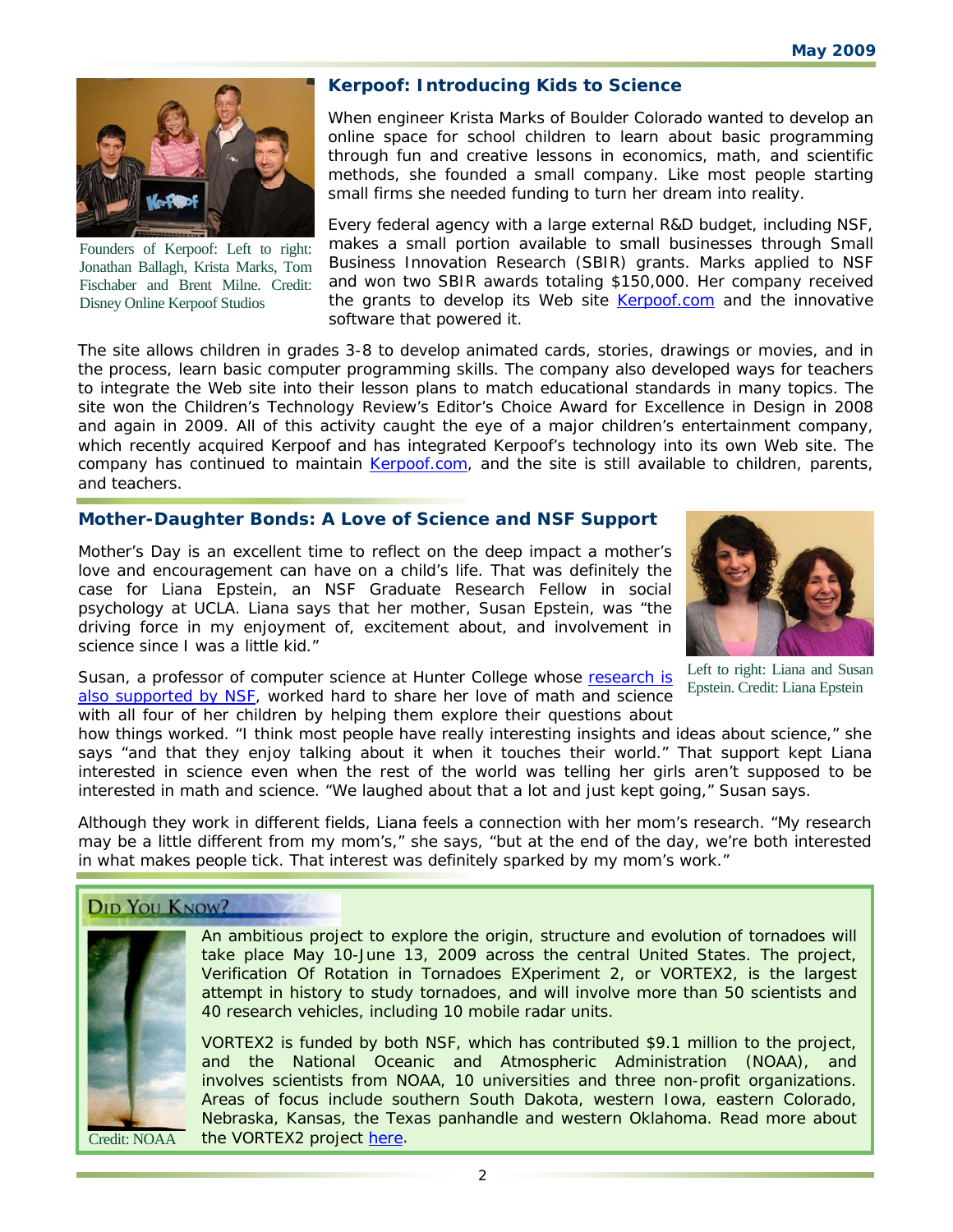## Kerpoof: Introducing Kids to Science

Founders of Kerpoof: Left to right: Jonathan Ballagh, Krista Marks, Tom Fischaber and Brent Milne. Credit: Disney Online Kerpoof Studios

When engineer Krista Marks of Boulder Colorado wanted to develop an online space for school children to learn about basic programming through fun and creative lessons in economics, math, and scientific methods, she founded a small company. Like most people starting small firms she needed funding to turn her dream into reality.

Every federal agency with a large external R&D budget, including NSF, makes a small portion available to small businesses through Small Business Innovation Research (SBIR) grants. Marks applied to NSF and won two SBIR awards totaling $150,000. Her company received the grants to develop its Web site Kerpoof.com and the innovative software that powered it.

The site allows children in grades 3-8 to develop animated cards, stories, drawings or movies, and in the process, learn basic computer programming skills. The company also developed ways for teachers to integrate the Web site into their lesson plans to match educational standards in many topics. The site won the Children's Technology Review's Editor's Choice Award for Excellence in Design in 2008 and again in 2009. All of this activity caught the eye of a major children's entertainment company, which recently acquired Kerpoof and has integrated Kerpoof's technology into its own Web site. The company has continued to maintain Kerpoof.com, and the site is still available to children, parents, and teachers.

## Mother-Daughter Bonds: A Love of Science and NSF Support

Mother's Day is an excellent time to reflect on the deep impact a mother's love and encouragement can have on a child's life. That was definitely the case for Liana Epstein, an NSF Graduate Research Fellow in social psychology at UCLA. Liana says that her mother, Susan Epstein, was "the driving force in my enjoyment of, excitement about, and involvement in science since I was a little kid."

Left to right: Liana and Susan Epstein. Credit: Liana Epstein

Susan, a professor of computer science at Hunter College whose research is also supported by NSF, worked hard to share her love of math and science with all four of her children by helping them explore their questions about how things worked. "I think most people have really interesting insights and ideas about science," she says "and that they enjoy talking about it when it touches their world." That support kept Liana interested in science even when the rest of the world was telling her girls aren't supposed to be interested in math and science. "We laughed about that a lot and just kept going," Susan says.

Although they work in different fields, Liana feels a connection with her mom's research. "My research may be a little different from my mom's," she says, "but at the end of the day, we're both interested in what makes people tick. That interest was definitely sparked by my mom's work."

## Did You Know?

Credit: NOAA

An ambitious project to explore the origin, structure and evolution of tornadoes will take place May 10-June 13, 2009 across the central United States. The project, Verification Of Rotation in Tornadoes EXperiment 2, or VORTEX2, is the largest attempt in history to study tornadoes, and will involve more than 50 scientists and 40 research vehicles, including 10 mobile radar units.

VORTEX2 is funded by both NSF, which has contributed $9.1 million to the project, and the National Oceanic and Atmospheric Administration (NOAA), and involves scientists from NOAA, 10 universities and three non-profit organizations. Areas of focus include southern South Dakota, western Iowa, eastern Colorado, Nebraska, Kansas, the Texas panhandle and western Oklahoma. Read more about the VORTEX2 project here.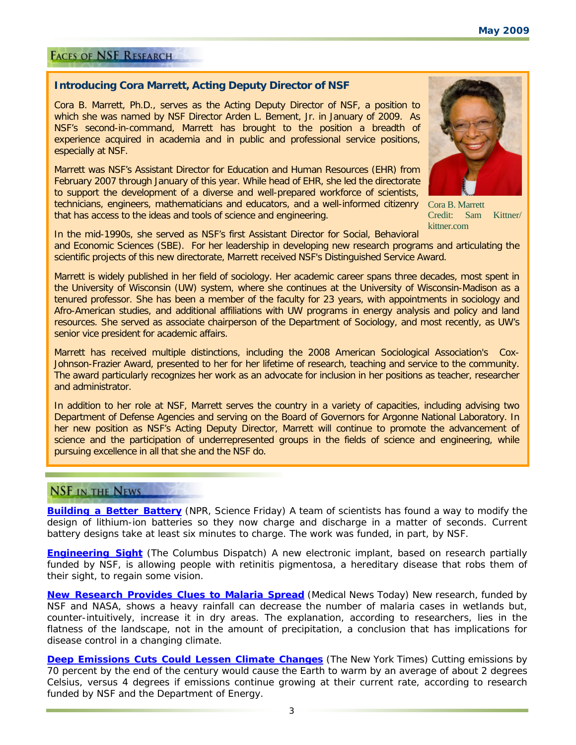## Faces of NSF Research

### Introducing Cora Marrett, Acting Deputy Director of NSF

Cora B. Marrett, Ph.D., serves as the Acting Deputy Director of NSF, a position to which she was named by NSF Director Arden L. Bement, Jr. in January of 2009. As NSF's second-in-command, Marrett has brought to the position a breadth of experience acquired in academia and in public and professional service positions, especially at NSF.

Marrett was NSF's Assistant Director for Education and Human Resources (EHR) from February 2007 through January of this year. While head of EHR, she led the directorate to support the development of a diverse and well-prepared workforce of scientists, technicians, engineers, mathematicians and educators, and a well-informed citizenry that has access to the ideas and tools of science and engineering.

Cora B. Marrett
Credit: Sam Kittner/ kittner.com

In the mid-1990s, she served as NSF's first Assistant Director for Social, Behavioral and Economic Sciences (SBE). For her leadership in developing new research programs and articulating the scientific projects of this new directorate, Marrett received NSF's Distinguished Service Award.

Marrett is widely published in her field of sociology. Her academic career spans three decades, most spent in the University of Wisconsin (UW) system, where she continues at the University of Wisconsin-Madison as a tenured professor. She has been a member of the faculty for 23 years, with appointments in sociology and Afro-American studies, and additional affiliations with UW programs in energy analysis and policy and land resources. She served as associate chairperson of the Department of Sociology, and most recently, as UW's senior vice president for academic affairs.

Marrett has received multiple distinctions, including the 2008 American Sociological Association's Cox-Johnson-Frazier Award, presented to her for her lifetime of research, teaching and service to the community. The award particularly recognizes her work as an advocate for inclusion in her positions as teacher, researcher and administrator.

In addition to her role at NSF, Marrett serves the country in a variety of capacities, including advising two Department of Defense Agencies and serving on the Board of Governors for Argonne National Laboratory. In her new position as NSF's Acting Deputy Director, Marrett will continue to promote the advancement of science and the participation of underrepresented groups in the fields of science and engineering, while pursuing excellence in all that she and the NSF do.

## NSF in the News

**Building a Better Battery** (NPR, Science Friday) A team of scientists has found a way to modify the design of lithium-ion batteries so they now charge and discharge in a matter of seconds. Current battery designs take at least six minutes to charge. The work was funded, in part, by NSF.

**Engineering Sight** (The Columbus Dispatch) A new electronic implant, based on research partially funded by NSF, is allowing people with retinitis pigmentosa, a hereditary disease that robs them of their sight, to regain some vision.

**New Research Provides Clues to Malaria Spread** (Medical News Today) New research, funded by NSF and NASA, shows a heavy rainfall can decrease the number of malaria cases in wetlands but, counter-intuitively, increase it in dry areas. The explanation, according to researchers, lies in the flatness of the landscape, not in the amount of precipitation, a conclusion that has implications for disease control in a changing climate.

**Deep Emissions Cuts Could Lessen Climate Changes** (The New York Times) Cutting emissions by 70 percent by the end of the century would cause the Earth to warm by an average of about 2 degrees Celsius, versus 4 degrees if emissions continue growing at their current rate, according to research funded by NSF and the Department of Energy.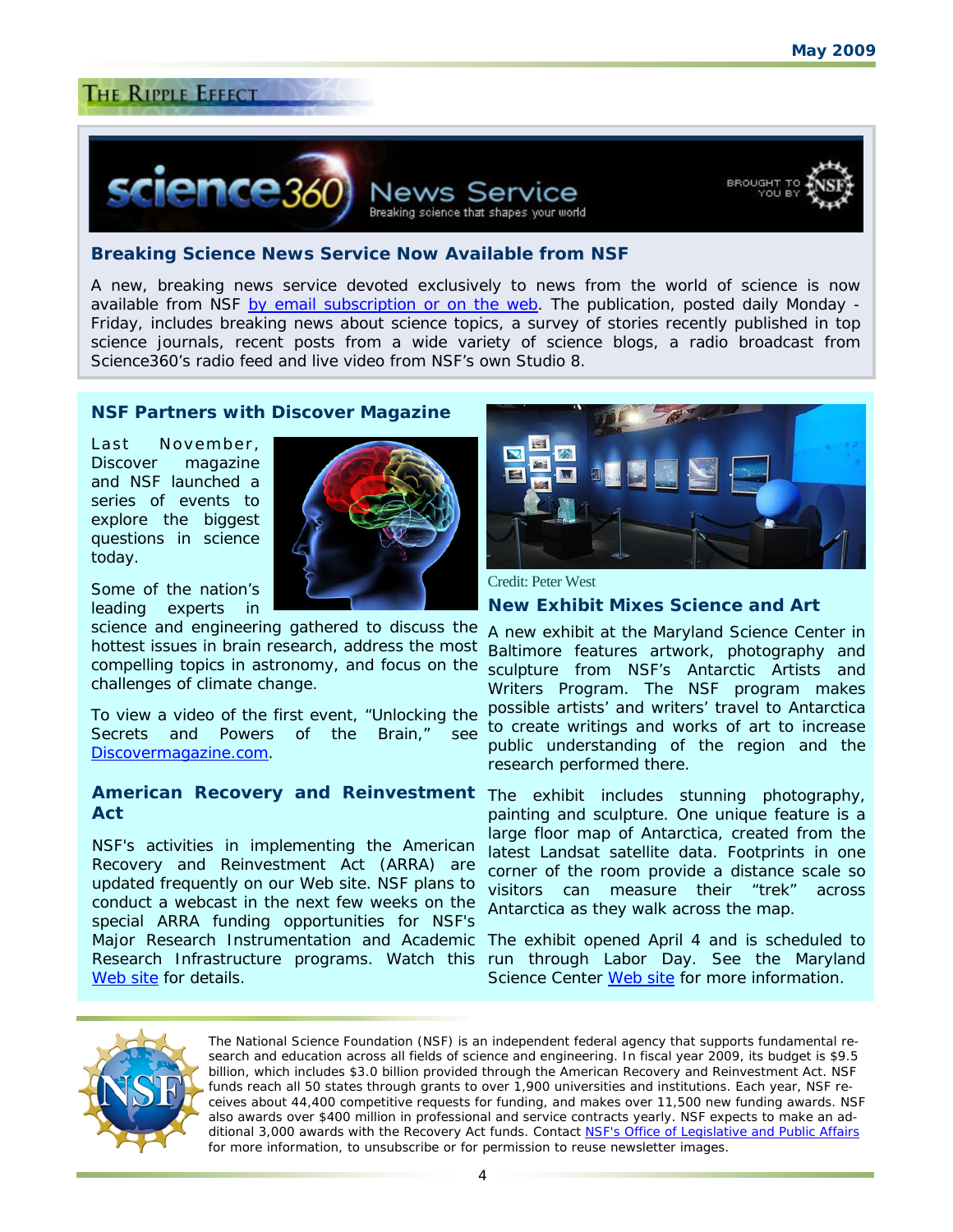## Breaking Science News Service Now Available from NSF

A new, breaking news service devoted exclusively to news from the world of science is now available from NSF by email subscription or on the web. The publication, posted daily Monday - Friday, includes breaking news about science topics, a survey of stories recently published in top science journals, recent posts from a wide variety of science blogs, a radio broadcast from Science360's radio feed and live video from NSF's own Studio 8.

## NSF Partners with Discover Magazine

Last November, Discover magazine and NSF launched a series of events to explore the biggest questions in science today.

Some of the nation's leading experts in science and engineering gathered to discuss the hottest issues in brain research, address the most compelling topics in astronomy, and focus on the challenges of climate change.

To view a video of the first event, "Unlocking the Secrets and Powers of the Brain," see Discovermagazine.com.

## American Recovery and Reinvestment Act

NSF's activities in implementing the American Recovery and Reinvestment Act (ARRA) are updated frequently on our Web site. NSF plans to conduct a webcast in the next few weeks on the special ARRA funding opportunities for NSF's Major Research Instrumentation and Academic Research Infrastructure programs. Watch this Web site for details.

Credit: Peter West

## New Exhibit Mixes Science and Art

A new exhibit at the Maryland Science Center in Baltimore features artwork, photography and sculpture from NSF's Antarctic Artists and Writers Program. The NSF program makes possible artists' and writers' travel to Antarctica to create writings and works of art to increase public understanding of the region and the research performed there.

The exhibit includes stunning photography, painting and sculpture. One unique feature is a large floor map of Antarctica, created from the latest Landsat satellite data. Footprints in one corner of the room provide a distance scale so visitors can measure their "trek" across Antarctica as they walk across the map.

The exhibit opened April 4 and is scheduled to run through Labor Day. See the Maryland Science Center Web site for more information.

---

The National Science Foundation (NSF) is an independent federal agency that supports fundamental research and education across all fields of science and engineering. In fiscal year 2009, its budget is $9.5 billion, which includes $3.0 billion provided through the American Recovery and Reinvestment Act. NSF funds reach all 50 states through grants to over 1,900 universities and institutions. Each year, NSF receives about 44,400 competitive requests for funding, and makes over 11,500 new funding awards. NSF also awards over $400 million in professional and service contracts yearly. NSF expects to make an additional 3,000 awards with the Recovery Act funds. Contact NSF's Office of Legislative and Public Affairs for more information, to unsubscribe or for permission to reuse newsletter images.